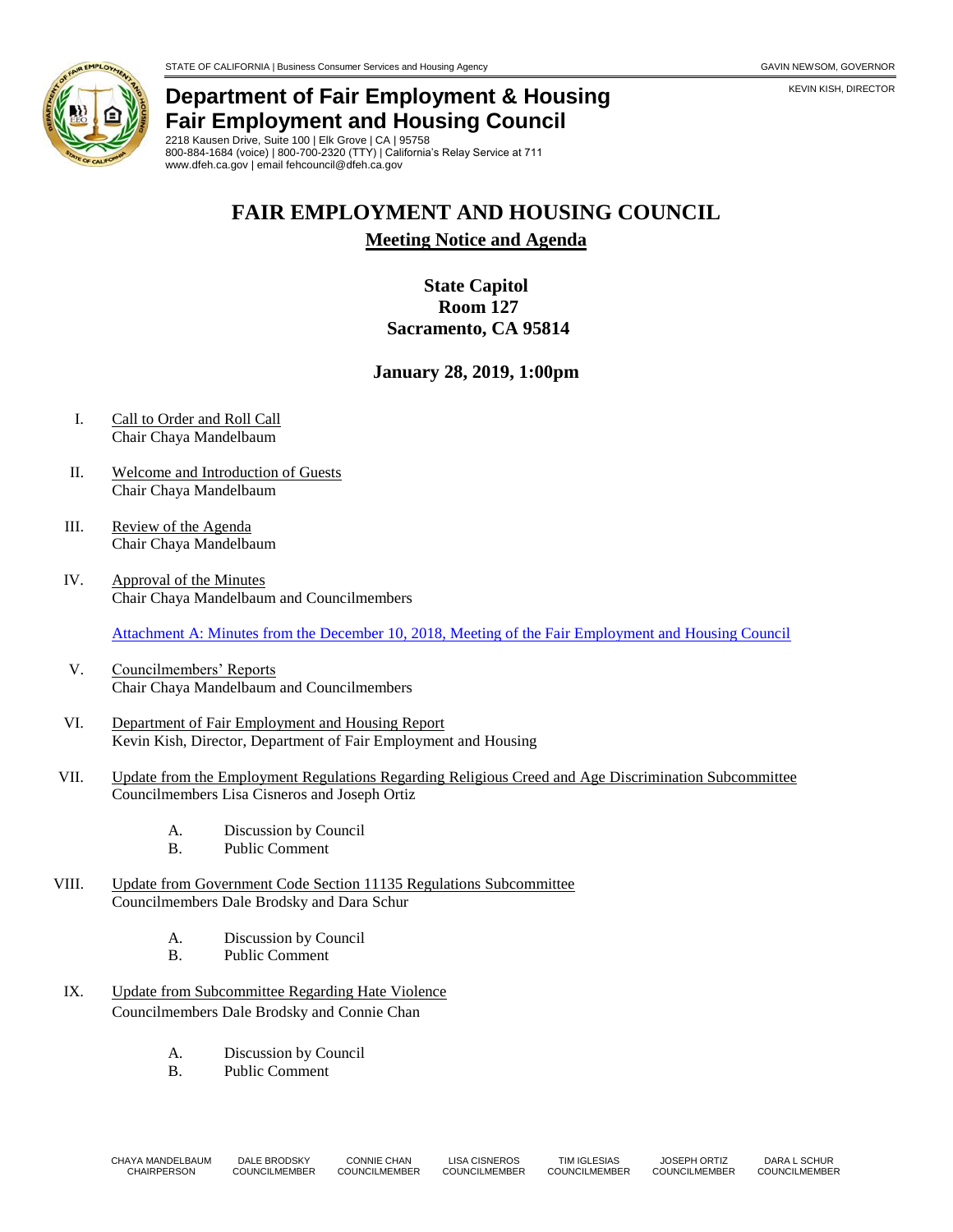STATE OF CALIFORNIA | Business Consumer Services and Housing Agency

GAVIN NEWSOM, GOVERNOR

KEVIN KISH, DIRECTOR

**Department of Fair Employment & Housing**
**Fair Employment and Housing Council**

2218 Kausen Drive, Suite 100 | Elk Grove | CA | 95758
800-884-1684 (voice) | 800-700-2320 (TTY) | California's Relay Service at 711
www.dfeh.ca.gov | email fehcouncil@dfeh.ca.gov

# FAIR EMPLOYMENT AND HOUSING COUNCIL

## Meeting Notice and Agenda

**State Capitol**
**Room 127**
**Sacramento, CA 95814**

**January 28, 2019, 1:00pm**

I. Call to Order and Roll Call
Chair Chaya Mandelbaum

II. Welcome and Introduction of Guests
Chair Chaya Mandelbaum

III. Review of the Agenda
Chair Chaya Mandelbaum

IV. Approval of the Minutes
Chair Chaya Mandelbaum and Councilmembers

Attachment A: Minutes from the December 10, 2018, Meeting of the Fair Employment and Housing Council

V. Councilmembers' Reports
Chair Chaya Mandelbaum and Councilmembers

VI. Department of Fair Employment and Housing Report
Kevin Kish, Director, Department of Fair Employment and Housing

VII. Update from the Employment Regulations Regarding Religious Creed and Age Discrimination Subcommittee
Councilmembers Lisa Cisneros and Joseph Ortiz

A. Discussion by Council
B. Public Comment

VIII. Update from Government Code Section 11135 Regulations Subcommittee
Councilmembers Dale Brodsky and Dara Schur

A. Discussion by Council
B. Public Comment

IX. Update from Subcommittee Regarding Hate Violence
Councilmembers Dale Brodsky and Connie Chan

A. Discussion by Council
B. Public Comment

CHAYA MANDELBAUM CHAIRPERSON | DALE BRODSKY COUNCILMEMBER | CONNIE CHAN COUNCILMEMBER | LISA CISNEROS COUNCILMEMBER | TIM IGLESIAS COUNCILMEMBER | JOSEPH ORTIZ COUNCILMEMBER | DARA L SCHUR COUNCILMEMBER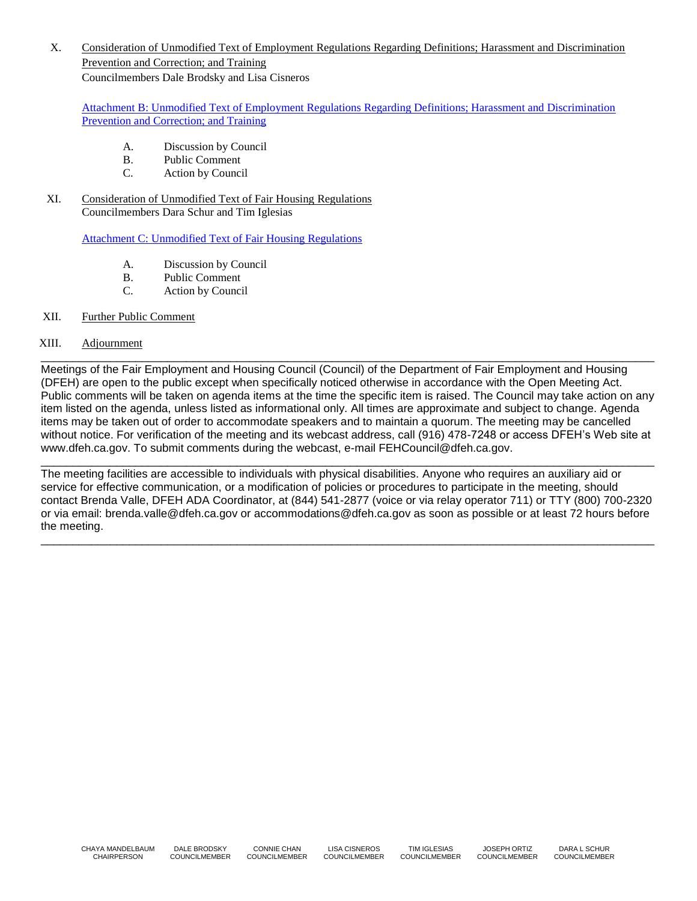X. Consideration of Unmodified Text of Employment Regulations Regarding Definitions; Harassment and Discrimination Prevention and Correction; and Training
Councilmembers Dale Brodsky and Lisa Cisneros

Attachment B: Unmodified Text of Employment Regulations Regarding Definitions; Harassment and Discrimination Prevention and Correction; and Training

- A. Discussion by Council
- B. Public Comment
- C. Action by Council

XI. Consideration of Unmodified Text of Fair Housing Regulations
Councilmembers Dara Schur and Tim Iglesias

Attachment C: Unmodified Text of Fair Housing Regulations

- A. Discussion by Council
- B. Public Comment
- C. Action by Council

XII. Further Public Comment

XIII. Adjournment

---

Meetings of the Fair Employment and Housing Council (Council) of the Department of Fair Employment and Housing (DFEH) are open to the public except when specifically noticed otherwise in accordance with the Open Meeting Act. Public comments will be taken on agenda items at the time the specific item is raised. The Council may take action on any item listed on the agenda, unless listed as informational only. All times are approximate and subject to change. Agenda items may be taken out of order to accommodate speakers and to maintain a quorum. The meeting may be cancelled without notice. For verification of the meeting and its webcast address, call (916) 478-7248 or access DFEH's Web site at www.dfeh.ca.gov. To submit comments during the webcast, e-mail FEHCouncil@dfeh.ca.gov.

---

The meeting facilities are accessible to individuals with physical disabilities. Anyone who requires an auxiliary aid or service for effective communication, or a modification of policies or procedures to participate in the meeting, should contact Brenda Valle, DFEH ADA Coordinator, at (844) 541-2877 (voice or via relay operator 711) or TTY (800) 700-2320 or via email: brenda.valle@dfeh.ca.gov or accommodations@dfeh.ca.gov as soon as possible or at least 72 hours before the meeting.

---

| | | | | | | |
|---|---|---|---|---|---|---|
| CHAYA MANDELBAUM CHAIRPERSON | DALE BRODSKY COUNCILMEMBER | CONNIE CHAN COUNCILMEMBER | LISA CISNEROS COUNCILMEMBER | TIM IGLESIAS COUNCILMEMBER | JOSEPH ORTIZ COUNCILMEMBER | DARA L SCHUR COUNCILMEMBER |